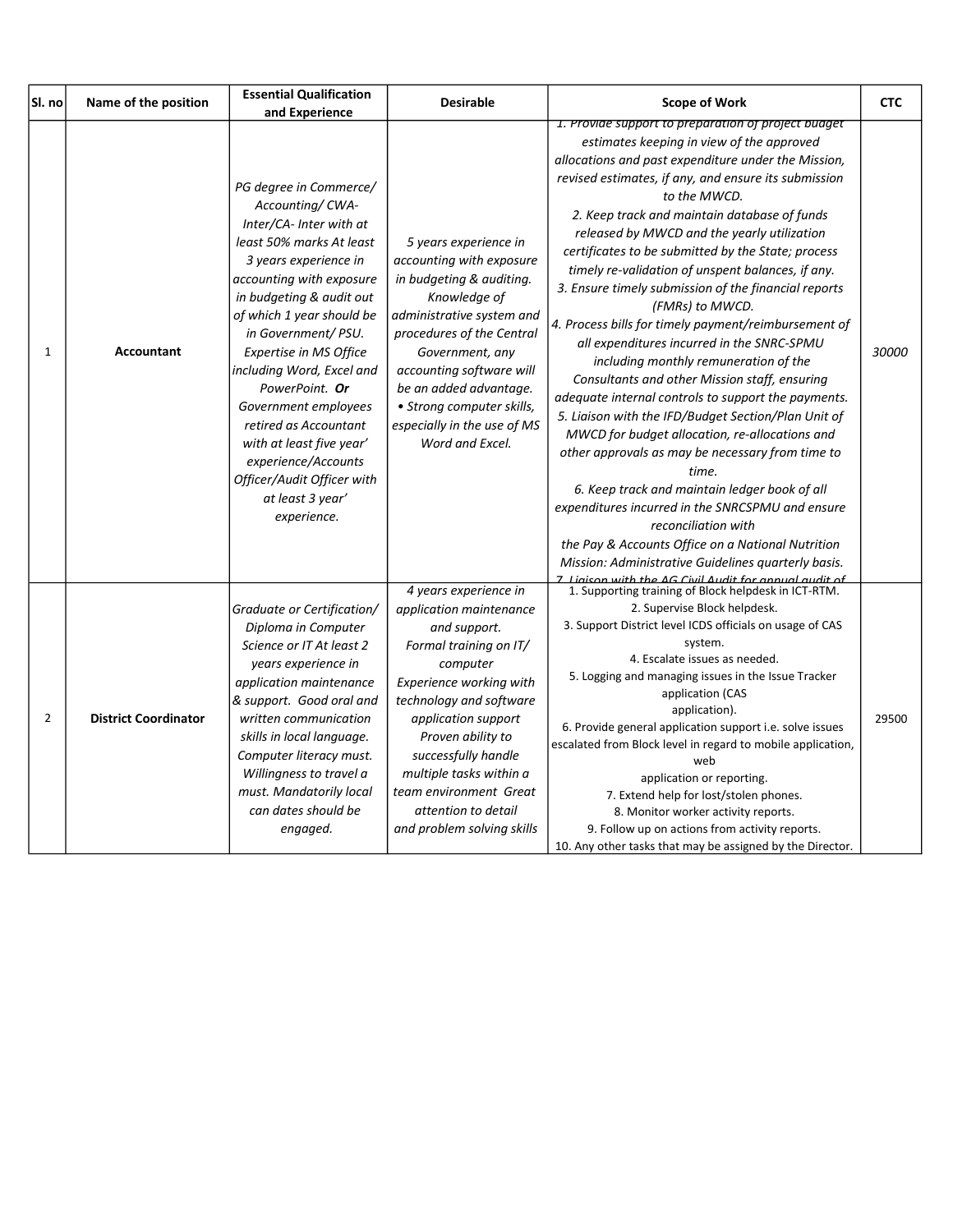| Sl. no | Name of the position | Essential Qualification and Experience | Desirable | Scope of Work | CTC |
|---|---|---|---|---|---|
| 1 | **Accountant** | *PG degree in Commerce/ Accounting/ CWA-Inter/CA- Inter with at least 50% marks At least 3 years experience in accounting with exposure in budgeting & audit out of which 1 year should be in Government/ PSU. Expertise in MS Office including Word, Excel and PowerPoint.* ***Or*** *Government employees retired as Accountant with at least five year' experience/Accounts Officer/Audit Officer with at least 3 year' experience.* | *5 years experience in accounting with exposure in budgeting & auditing. Knowledge of administrative system and procedures of the Central Government, any accounting software will be an added advantage. • Strong computer skills, especially in the use of MS Word and Excel.* | *1. Provide support to preparation of project budget estimates keeping in view of the approved allocations and past expenditure under the Mission, revised estimates, if any, and ensure its submission to the MWCD. 2. Keep track and maintain database of funds released by MWCD and the yearly utilization certificates to be submitted by the State; process timely re-validation of unspent balances, if any. 3. Ensure timely submission of the financial reports (FMRs) to MWCD. 4. Process bills for timely payment/reimbursement of all expenditures incurred in the SNRC-SPMU including monthly remuneration of the Consultants and other Mission staff, ensuring adequate internal controls to support the payments. 5. Liaison with the IFD/Budget Section/Plan Unit of MWCD for budget allocation, re-allocations and other approvals as may be necessary from time to time. 6. Keep track and maintain ledger book of all expenditures incurred in the SNRCSPMU and ensure reconciliation with the Pay & Accounts Office on a National Nutrition Mission: Administrative Guidelines quarterly basis. 7. Liaison with the AG Civil Audit for annual audit of* | *30000* |
| 2 | **District Coordinator** | *Graduate or Certification/ Diploma in Computer Science or IT At least 2 years experience in application maintenance & support. Good oral and written communication skills in local language. Computer literacy must. Willingness to travel a must. Mandatorily local can dates should be engaged.* | *4 years experience in application maintenance and support. Formal training on IT/ computer Experience working with technology and software application support Proven ability to successfully handle multiple tasks within a team environment Great attention to detail and problem solving skills* | 1. Supporting training of Block helpdesk in ICT-RTM. 2. Supervise Block helpdesk. 3. Support District level ICDS officials on usage of CAS system. 4. Escalate issues as needed. 5. Logging and managing issues in the Issue Tracker application (CAS application). 6. Provide general application support i.e. solve issues escalated from Block level in regard to mobile application, web application or reporting. 7. Extend help for lost/stolen phones. 8. Monitor worker activity reports. 9. Follow up on actions from activity reports. 10. Any other tasks that may be assigned by the Director. | 29500 |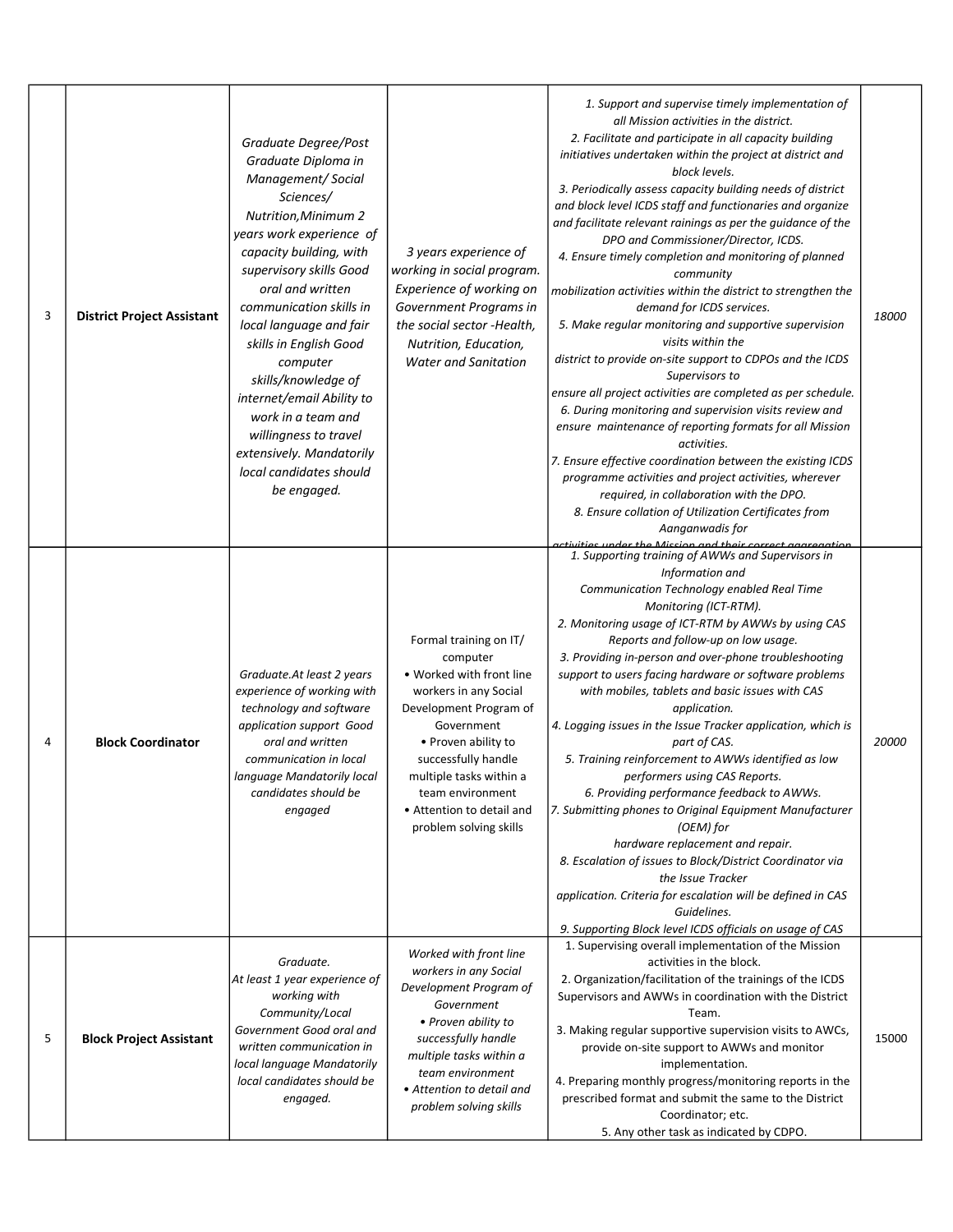| | | | | | |
|---|---|---|---|---|---|
| 3 | **District Project Assistant** | *Graduate Degree/Post Graduate Diploma in Management/ Social Sciences/ Nutrition,Minimum 2 years work experience of capacity building, with supervisory skills Good oral and written communication skills in local language and fair skills in English Good computer skills/knowledge of internet/email Ability to work in a team and willingness to travel extensively. Mandatorily local candidates should be engaged.* | *3 years experience of working in social program. Experience of working on Government Programs in the social sector -Health, Nutrition, Education, Water and Sanitation* | *1. Support and supervise timely implementation of all Mission activities in the district.*<br>*2. Facilitate and participate in all capacity building initiatives undertaken within the project at district and block levels.*<br>*3. Periodically assess capacity building needs of district and block level ICDS staff and functionaries and organize and facilitate relevant rainings as per the guidance of the DPO and Commissioner/Director, ICDS.*<br>*4. Ensure timely completion and monitoring of planned community mobilization activities within the district to strengthen the demand for ICDS services.*<br>*5. Make regular monitoring and supportive supervision visits within the district to provide on-site support to CDPOs and the ICDS Supervisors to ensure all project activities are completed as per schedule.*<br>*6. During monitoring and supervision visits review and ensure maintenance of reporting formats for all Mission activities.*<br>*7. Ensure effective coordination between the existing ICDS programme activities and project activities, wherever required, in collaboration with the DPO.*<br>*8. Ensure collation of Utilization Certificates from Aanganwadis for activities under the Mission and their correct aggregation* | *18000* |
| 4 | **Block Coordinator** | *Graduate.At least 2 years experience of working with technology and software application support Good oral and written communication in local language Mandatorily local candidates should be engaged* | Formal training on IT/ computer<br>• Worked with front line workers in any Social Development Program of Government<br>• Proven ability to successfully handle multiple tasks within a team environment<br>• Attention to detail and problem solving skills | *1. Supporting training of AWWs and Supervisors in Information and Communication Technology enabled Real Time Monitoring (ICT-RTM).*<br>*2. Monitoring usage of ICT-RTM by AWWs by using CAS Reports and follow-up on low usage.*<br>*3. Providing in-person and over-phone troubleshooting support to users facing hardware or software problems with mobiles, tablets and basic issues with CAS application.*<br>*4. Logging issues in the Issue Tracker application, which is part of CAS.*<br>*5. Training reinforcement to AWWs identified as low performers using CAS Reports.*<br>*6. Providing performance feedback to AWWs.*<br>*7. Submitting phones to Original Equipment Manufacturer (OEM) for hardware replacement and repair.*<br>*8. Escalation of issues to Block/District Coordinator via the Issue Tracker application. Criteria for escalation will be defined in CAS Guidelines.*<br>*9. Supporting Block level ICDS officials on usage of CAS* | *20000* |
| 5 | **Block Project Assistant** | *Graduate.*<br>*At least 1 year experience of working with Community/Local Government Good oral and written communication in local language Mandatorily local candidates should be engaged.* | *Worked with front line workers in any Social Development Program of Government*<br>*• Proven ability to successfully handle multiple tasks within a team environment*<br>*• Attention to detail and problem solving skills* | 1. Supervising overall implementation of the Mission activities in the block.<br>2. Organization/facilitation of the trainings of the ICDS Supervisors and AWWs in coordination with the District Team.<br>3. Making regular supportive supervision visits to AWCs, provide on-site support to AWWs and monitor implementation.<br>4. Preparing monthly progress/monitoring reports in the prescribed format and submit the same to the District Coordinator; etc.<br>5. Any other task as indicated by CDPO. | 15000 |